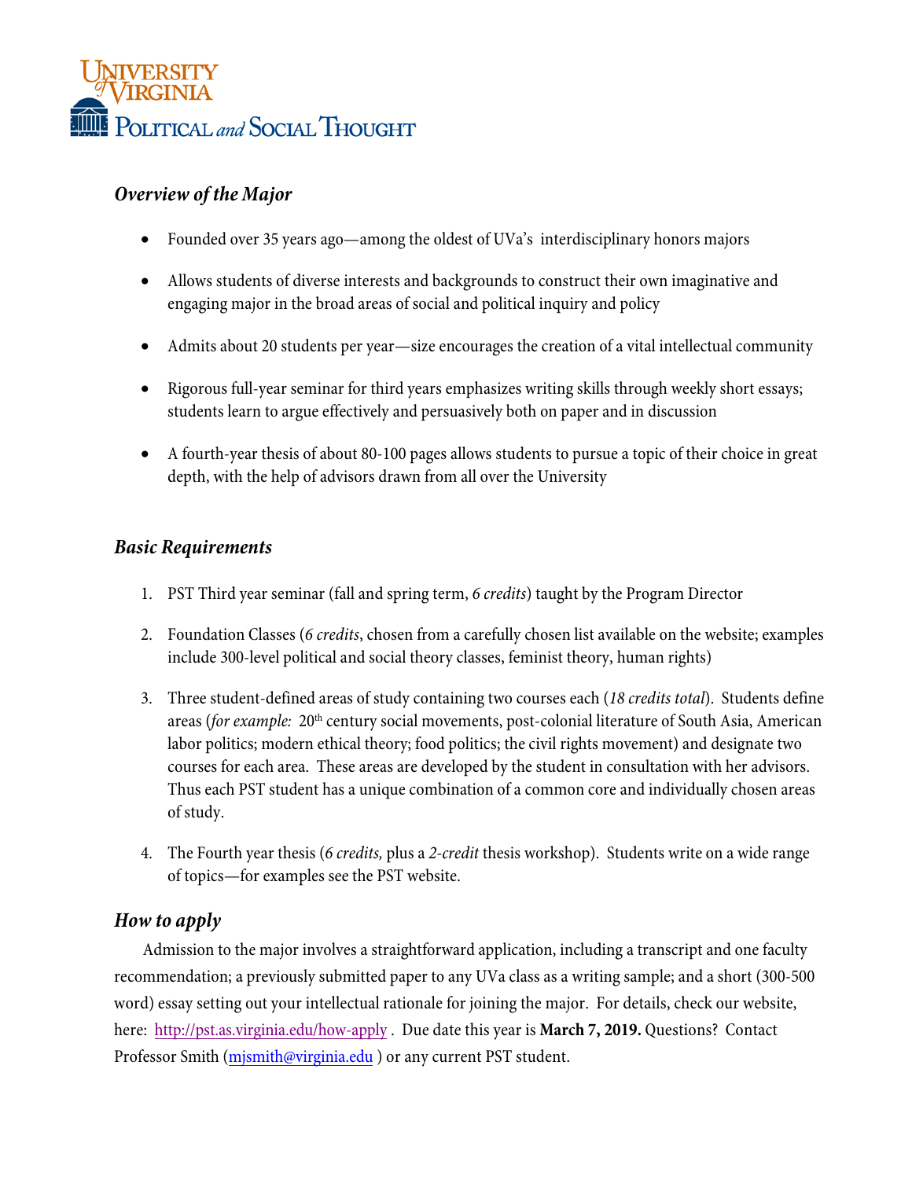University of Virginia
Political and Social Thought

## *Overview of the Major*

- Founded over 35 years ago—among the oldest of UVa's interdisciplinary honors majors
- Allows students of diverse interests and backgrounds to construct their own imaginative and engaging major in the broad areas of social and political inquiry and policy
- Admits about 20 students per year—size encourages the creation of a vital intellectual community
- Rigorous full-year seminar for third years emphasizes writing skills through weekly short essays; students learn to argue effectively and persuasively both on paper and in discussion
- A fourth-year thesis of about 80-100 pages allows students to pursue a topic of their choice in great depth, with the help of advisors drawn from all over the University

## *Basic Requirements*

1. PST Third year seminar (fall and spring term, *6 credits*) taught by the Program Director
2. Foundation Classes (*6 credits*, chosen from a carefully chosen list available on the website; examples include 300-level political and social theory classes, feminist theory, human rights)
3. Three student-defined areas of study containing two courses each (*18 credits total*). Students define areas (*for example:* 20th century social movements, post-colonial literature of South Asia, American labor politics; modern ethical theory; food politics; the civil rights movement) and designate two courses for each area. These areas are developed by the student in consultation with her advisors. Thus each PST student has a unique combination of a common core and individually chosen areas of study.
4. The Fourth year thesis (*6 credits,* plus a *2-credit* thesis workshop). Students write on a wide range of topics—for examples see the PST website.

## *How to apply*

Admission to the major involves a straightforward application, including a transcript and one faculty recommendation; a previously submitted paper to any UVa class as a writing sample; and a short (300-500 word) essay setting out your intellectual rationale for joining the major. For details, check our website, here: http://pst.as.virginia.edu/how-apply . Due date this year is **March 7, 2019.** Questions? Contact Professor Smith (mjsmith@virginia.edu ) or any current PST student.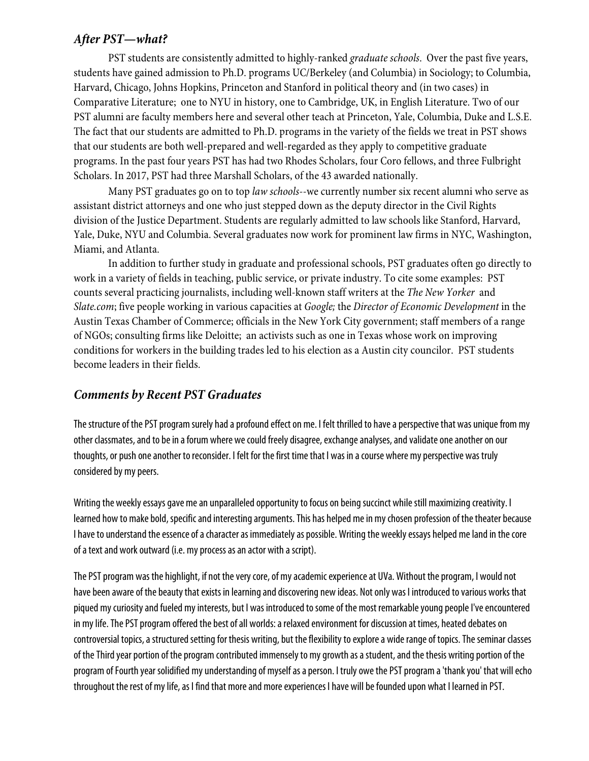## *After PST—what?*

PST students are consistently admitted to highly-ranked *graduate schools*. Over the past five years, students have gained admission to Ph.D. programs UC/Berkeley (and Columbia) in Sociology; to Columbia, Harvard, Chicago, Johns Hopkins, Princeton and Stanford in political theory and (in two cases) in Comparative Literature; one to NYU in history, one to Cambridge, UK, in English Literature. Two of our PST alumni are faculty members here and several other teach at Princeton, Yale, Columbia, Duke and L.S.E. The fact that our students are admitted to Ph.D. programs in the variety of the fields we treat in PST shows that our students are both well-prepared and well-regarded as they apply to competitive graduate programs. In the past four years PST has had two Rhodes Scholars, four Coro fellows, and three Fulbright Scholars. In 2017, PST had three Marshall Scholars, of the 43 awarded nationally.

Many PST graduates go on to top *law schools*--we currently number six recent alumni who serve as assistant district attorneys and one who just stepped down as the deputy director in the Civil Rights division of the Justice Department. Students are regularly admitted to law schools like Stanford, Harvard, Yale, Duke, NYU and Columbia. Several graduates now work for prominent law firms in NYC, Washington, Miami, and Atlanta.

In addition to further study in graduate and professional schools, PST graduates often go directly to work in a variety of fields in teaching, public service, or private industry. To cite some examples: PST counts several practicing journalists, including well-known staff writers at the *The New Yorker* and *Slate.com*; five people working in various capacities at *Google;* the *Director of Economic Development* in the Austin Texas Chamber of Commerce; officials in the New York City government; staff members of a range of NGOs; consulting firms like Deloitte; an activists such as one in Texas whose work on improving conditions for workers in the building trades led to his election as a Austin city councilor. PST students become leaders in their fields.

## *Comments by Recent PST Graduates*

The structure of the PST program surely had a profound effect on me. I felt thrilled to have a perspective that was unique from my other classmates, and to be in a forum where we could freely disagree, exchange analyses, and validate one another on our thoughts, or push one another to reconsider. I felt for the first time that I was in a course where my perspective was truly considered by my peers.

Writing the weekly essays gave me an unparalleled opportunity to focus on being succinct while still maximizing creativity. I learned how to make bold, specific and interesting arguments. This has helped me in my chosen profession of the theater because I have to understand the essence of a character as immediately as possible. Writing the weekly essays helped me land in the core of a text and work outward (i.e. my process as an actor with a script).

The PST program was the highlight, if not the very core, of my academic experience at UVa. Without the program, I would not have been aware of the beauty that exists in learning and discovering new ideas. Not only was I introduced to various works that piqued my curiosity and fueled my interests, but I was introduced to some of the most remarkable young people I've encountered in my life. The PST program offered the best of all worlds: a relaxed environment for discussion at times, heated debates on controversial topics, a structured setting for thesis writing, but the flexibility to explore a wide range of topics. The seminar classes of the Third year portion of the program contributed immensely to my growth as a student, and the thesis writing portion of the program of Fourth year solidified my understanding of myself as a person. I truly owe the PST program a 'thank you' that will echo throughout the rest of my life, as I find that more and more experiences I have will be founded upon what I learned in PST.